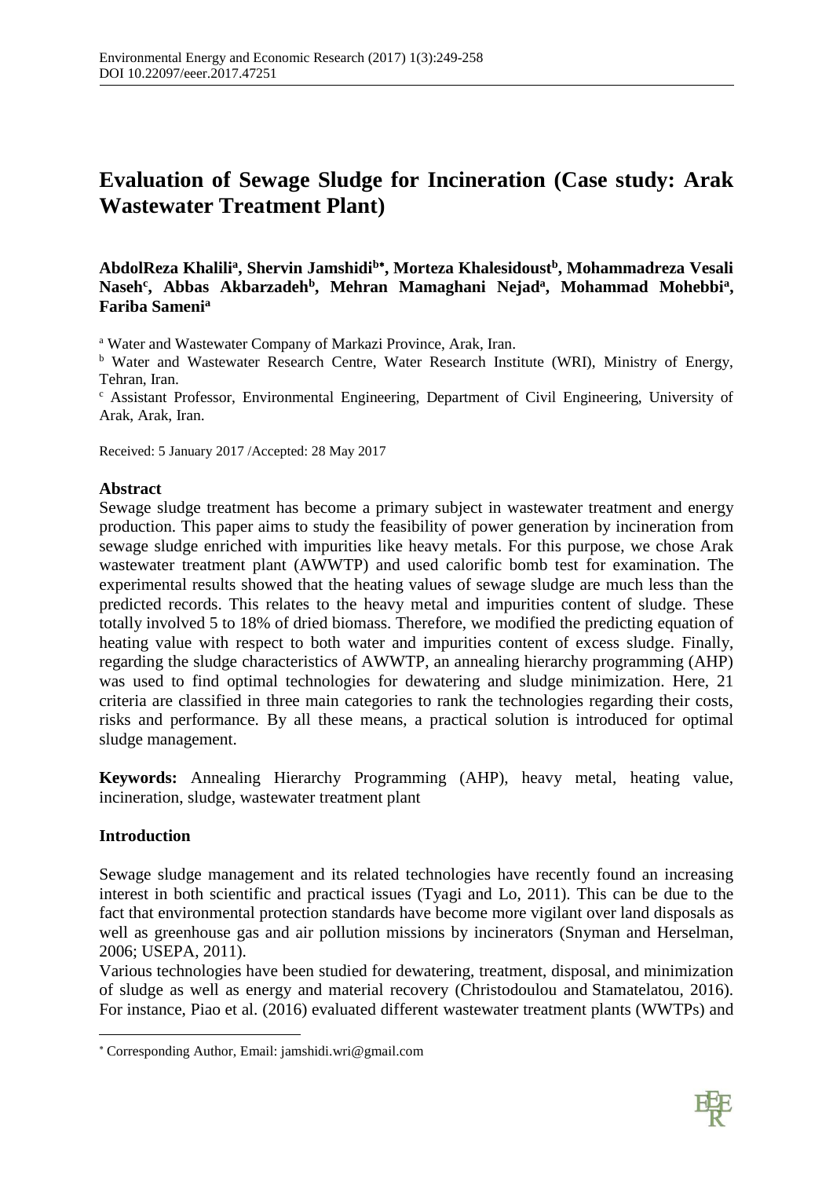# Evaluation of Sewage Sludge for Incineration (Case study: Arak Wastewater Treatment Plant)

**AbdolReza Khalili[a], Shervin Jamshidi[b*], Morteza Khalesidoust[b], Mohammadreza Vesali Naseh[c], Abbas Akbarzadeh[b], Mehran Mamaghani Nejad[a], Mohammad Mohebbi[a], Fariba Sameni[a]**

[a] Water and Wastewater Company of Markazi Province, Arak, Iran.

[b] Water and Wastewater Research Centre, Water Research Institute (WRI), Ministry of Energy, Tehran, Iran.

[c] Assistant Professor, Environmental Engineering, Department of Civil Engineering, University of Arak, Arak, Iran.

Received: 5 January 2017 /Accepted: 28 May 2017

## Abstract

Sewage sludge treatment has become a primary subject in wastewater treatment and energy production. This paper aims to study the feasibility of power generation by incineration from sewage sludge enriched with impurities like heavy metals. For this purpose, we chose Arak wastewater treatment plant (AWWTP) and used calorific bomb test for examination. The experimental results showed that the heating values of sewage sludge are much less than the predicted records. This relates to the heavy metal and impurities content of sludge. These totally involved 5 to 18% of dried biomass. Therefore, we modified the predicting equation of heating value with respect to both water and impurities content of excess sludge. Finally, regarding the sludge characteristics of AWWTP, an annealing hierarchy programming (AHP) was used to find optimal technologies for dewatering and sludge minimization. Here, 21 criteria are classified in three main categories to rank the technologies regarding their costs, risks and performance. By all these means, a practical solution is introduced for optimal sludge management.

**Keywords:** Annealing Hierarchy Programming (AHP), heavy metal, heating value, incineration, sludge, wastewater treatment plant

## Introduction

Sewage sludge management and its related technologies have recently found an increasing interest in both scientific and practical issues (Tyagi and Lo, 2011). This can be due to the fact that environmental protection standards have become more vigilant over land disposals as well as greenhouse gas and air pollution missions by incinerators (Snyman and Herselman, 2006; USEPA, 2011).

Various technologies have been studied for dewatering, treatment, disposal, and minimization of sludge as well as energy and material recovery (Christodoulou and Stamatelatou, 2016). For instance, Piao et al. (2016) evaluated different wastewater treatment plants (WWTPs) and

[*] Corresponding Author, Email: jamshidi.wri@gmail.com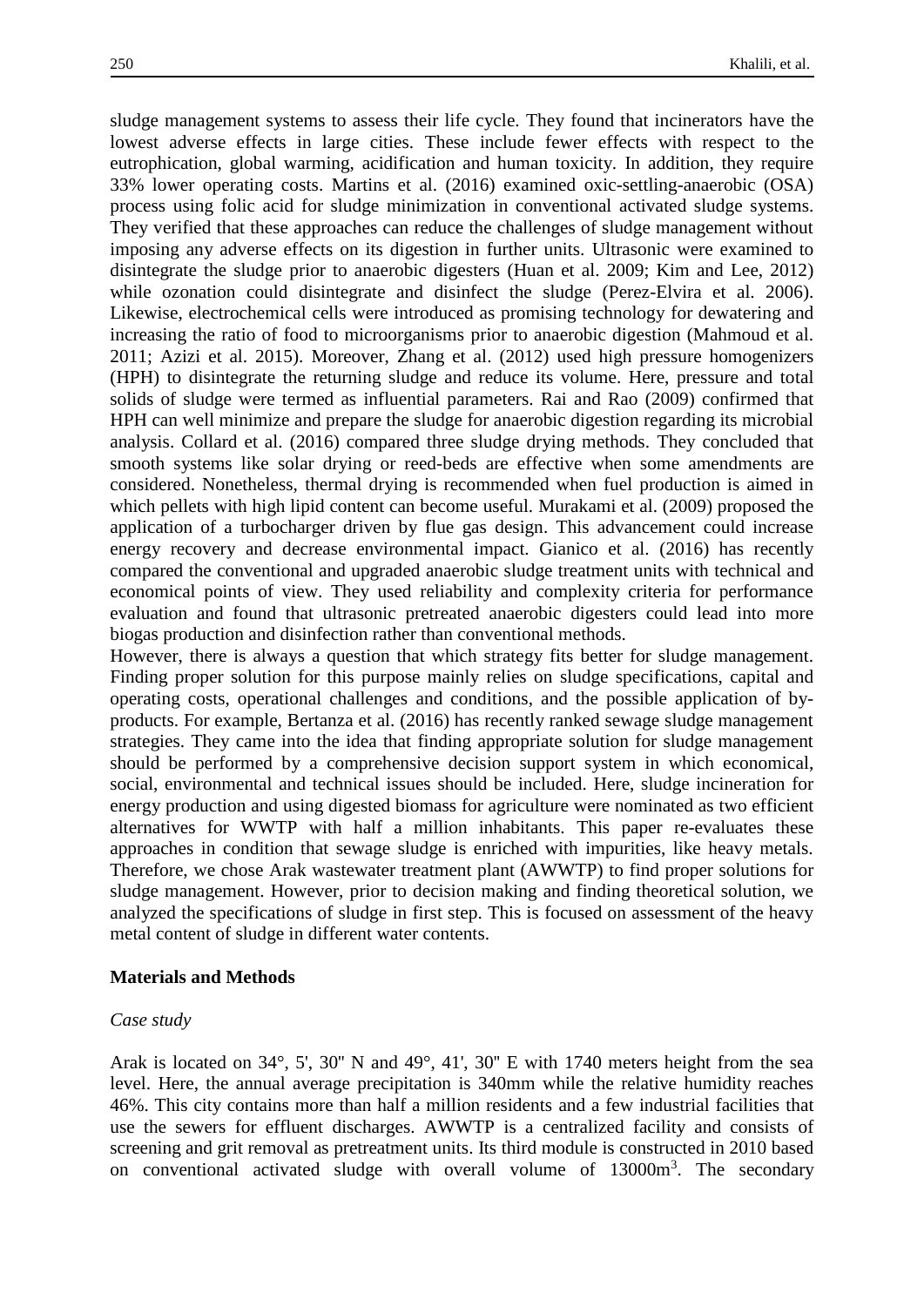sludge management systems to assess their life cycle. They found that incinerators have the lowest adverse effects in large cities. These include fewer effects with respect to the eutrophication, global warming, acidification and human toxicity. In addition, they require 33% lower operating costs. Martins et al. (2016) examined oxic-settling-anaerobic (OSA) process using folic acid for sludge minimization in conventional activated sludge systems. They verified that these approaches can reduce the challenges of sludge management without imposing any adverse effects on its digestion in further units. Ultrasonic were examined to disintegrate the sludge prior to anaerobic digesters (Huan et al. 2009; Kim and Lee, 2012) while ozonation could disintegrate and disinfect the sludge (Perez-Elvira et al. 2006). Likewise, electrochemical cells were introduced as promising technology for dewatering and increasing the ratio of food to microorganisms prior to anaerobic digestion (Mahmoud et al. 2011; Azizi et al. 2015). Moreover, Zhang et al. (2012) used high pressure homogenizers (HPH) to disintegrate the returning sludge and reduce its volume. Here, pressure and total solids of sludge were termed as influential parameters. Rai and Rao (2009) confirmed that HPH can well minimize and prepare the sludge for anaerobic digestion regarding its microbial analysis. Collard et al. (2016) compared three sludge drying methods. They concluded that smooth systems like solar drying or reed-beds are effective when some amendments are considered. Nonetheless, thermal drying is recommended when fuel production is aimed in which pellets with high lipid content can become useful. Murakami et al. (2009) proposed the application of a turbocharger driven by flue gas design. This advancement could increase energy recovery and decrease environmental impact. Gianico et al. (2016) has recently compared the conventional and upgraded anaerobic sludge treatment units with technical and economical points of view. They used reliability and complexity criteria for performance evaluation and found that ultrasonic pretreated anaerobic digesters could lead into more biogas production and disinfection rather than conventional methods.

However, there is always a question that which strategy fits better for sludge management. Finding proper solution for this purpose mainly relies on sludge specifications, capital and operating costs, operational challenges and conditions, and the possible application of by-products. For example, Bertanza et al. (2016) has recently ranked sewage sludge management strategies. They came into the idea that finding appropriate solution for sludge management should be performed by a comprehensive decision support system in which economical, social, environmental and technical issues should be included. Here, sludge incineration for energy production and using digested biomass for agriculture were nominated as two efficient alternatives for WWTP with half a million inhabitants. This paper re-evaluates these approaches in condition that sewage sludge is enriched with impurities, like heavy metals. Therefore, we chose Arak wastewater treatment plant (AWWTP) to find proper solutions for sludge management. However, prior to decision making and finding theoretical solution, we analyzed the specifications of sludge in first step. This is focused on assessment of the heavy metal content of sludge in different water contents.

## Materials and Methods

### *Case study*

Arak is located on 34°, 5', 30'' N and 49°, 41', 30'' E with 1740 meters height from the sea level. Here, the annual average precipitation is 340mm while the relative humidity reaches 46%. This city contains more than half a million residents and a few industrial facilities that use the sewers for effluent discharges. AWWTP is a centralized facility and consists of screening and grit removal as pretreatment units. Its third module is constructed in 2010 based on conventional activated sludge with overall volume of $13000m^3$. The secondary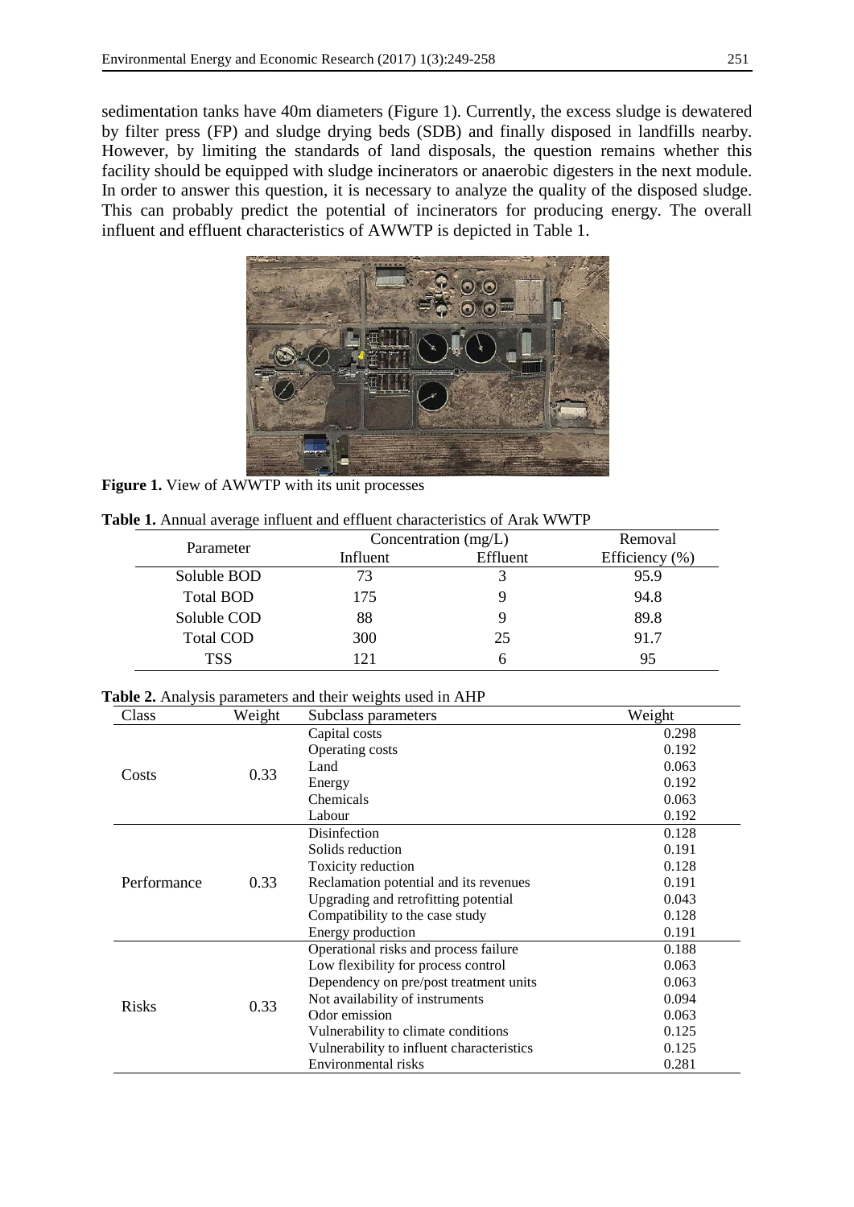sedimentation tanks have 40m diameters (Figure 1). Currently, the excess sludge is dewatered by filter press (FP) and sludge drying beds (SDB) and finally disposed in landfills nearby. However, by limiting the standards of land disposals, the question remains whether this facility should be equipped with sludge incinerators or anaerobic digesters in the next module. In order to answer this question, it is necessary to analyze the quality of the disposed sludge. This can probably predict the potential of incinerators for producing energy. The overall influent and effluent characteristics of AWWTP is depicted in Table 1.

**Figure 1.** View of AWWTP with its unit processes

**Table 1.** Annual average influent and effluent characteristics of Arak WWTP

| Parameter | Concentration (mg/L) | | Removal |
|---|---|---|---|
| | Influent | Effluent | Efficiency (%) |
| Soluble BOD | 73 | 3 | 95.9 |
| Total BOD | 175 | 9 | 94.8 |
| Soluble COD | 88 | 9 | 89.8 |
| Total COD | 300 | 25 | 91.7 |
| TSS | 121 | 6 | 95 |

**Table 2.** Analysis parameters and their weights used in AHP

| Class | Weight | Subclass parameters | Weight |
|---|---|---|---|
| Costs | 0.33 | Capital costs | 0.298 |
| | | Operating costs | 0.192 |
| | | Land | 0.063 |
| | | Energy | 0.192 |
| | | Chemicals | 0.063 |
| | | Labour | 0.192 |
| Performance | 0.33 | Disinfection | 0.128 |
| | | Solids reduction | 0.191 |
| | | Toxicity reduction | 0.128 |
| | | Reclamation potential and its revenues | 0.191 |
| | | Upgrading and retrofitting potential | 0.043 |
| | | Compatibility to the case study | 0.128 |
| | | Energy production | 0.191 |
| Risks | 0.33 | Operational risks and process failure | 0.188 |
| | | Low flexibility for process control | 0.063 |
| | | Dependency on pre/post treatment units | 0.063 |
| | | Not availability of instruments | 0.094 |
| | | Odor emission | 0.063 |
| | | Vulnerability to climate conditions | 0.125 |
| | | Vulnerability to influent characteristics | 0.125 |
| | | Environmental risks | 0.281 |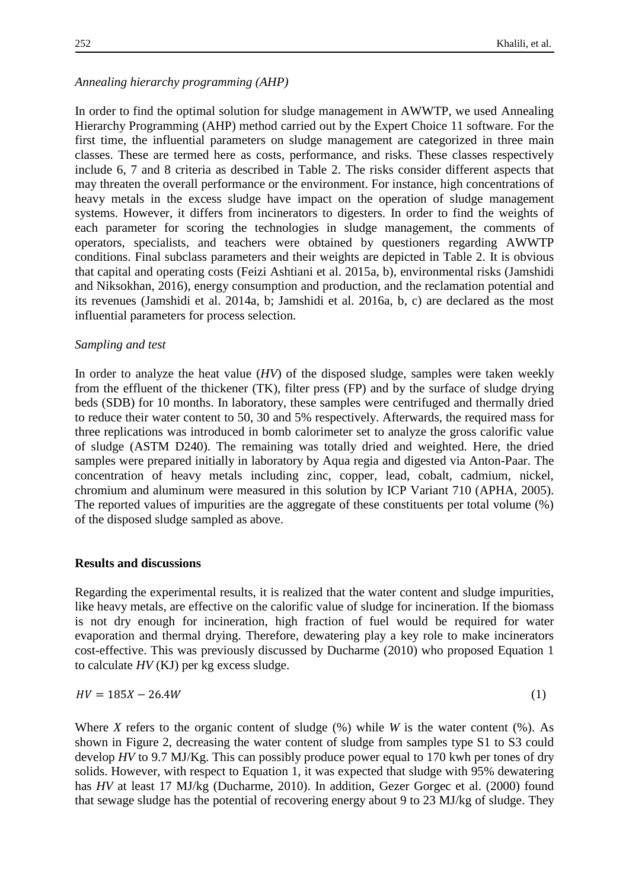*Annealing hierarchy programming (AHP)*

In order to find the optimal solution for sludge management in AWWTP, we used Annealing Hierarchy Programming (AHP) method carried out by the Expert Choice 11 software. For the first time, the influential parameters on sludge management are categorized in three main classes. These are termed here as costs, performance, and risks. These classes respectively include 6, 7 and 8 criteria as described in Table 2. The risks consider different aspects that may threaten the overall performance or the environment. For instance, high concentrations of heavy metals in the excess sludge have impact on the operation of sludge management systems. However, it differs from incinerators to digesters. In order to find the weights of each parameter for scoring the technologies in sludge management, the comments of operators, specialists, and teachers were obtained by questioners regarding AWWTP conditions. Final subclass parameters and their weights are depicted in Table 2. It is obvious that capital and operating costs (Feizi Ashtiani et al. 2015a, b), environmental risks (Jamshidi and Niksokhan, 2016), energy consumption and production, and the reclamation potential and its revenues (Jamshidi et al. 2014a, b; Jamshidi et al. 2016a, b, c) are declared as the most influential parameters for process selection.

*Sampling and test*

In order to analyze the heat value (*HV*) of the disposed sludge, samples were taken weekly from the effluent of the thickener (TK), filter press (FP) and by the surface of sludge drying beds (SDB) for 10 months. In laboratory, these samples were centrifuged and thermally dried to reduce their water content to 50, 30 and 5% respectively. Afterwards, the required mass for three replications was introduced in bomb calorimeter set to analyze the gross calorific value of sludge (ASTM D240). The remaining was totally dried and weighted. Here, the dried samples were prepared initially in laboratory by Aqua regia and digested via Anton-Paar. The concentration of heavy metals including zinc, copper, lead, cobalt, cadmium, nickel, chromium and aluminum were measured in this solution by ICP Variant 710 (APHA, 2005). The reported values of impurities are the aggregate of these constituents per total volume (%) of the disposed sludge sampled as above.

## Results and discussions

Regarding the experimental results, it is realized that the water content and sludge impurities, like heavy metals, are effective on the calorific value of sludge for incineration. If the biomass is not dry enough for incineration, high fraction of fuel would be required for water evaporation and thermal drying. Therefore, dewatering play a key role to make incinerators cost-effective. This was previously discussed by Ducharme (2010) who proposed Equation 1 to calculate *HV* (KJ) per kg excess sludge.

$$HV = 185X - 26.4W \tag{1}$$

Where *X* refers to the organic content of sludge (%) while *W* is the water content (%). As shown in Figure 2, decreasing the water content of sludge from samples type S1 to S3 could develop *HV* to 9.7 MJ/Kg. This can possibly produce power equal to 170 kwh per tones of dry solids. However, with respect to Equation 1, it was expected that sludge with 95% dewatering has *HV* at least 17 MJ/kg (Ducharme, 2010). In addition, Gezer Gorgec et al. (2000) found that sewage sludge has the potential of recovering energy about 9 to 23 MJ/kg of sludge. They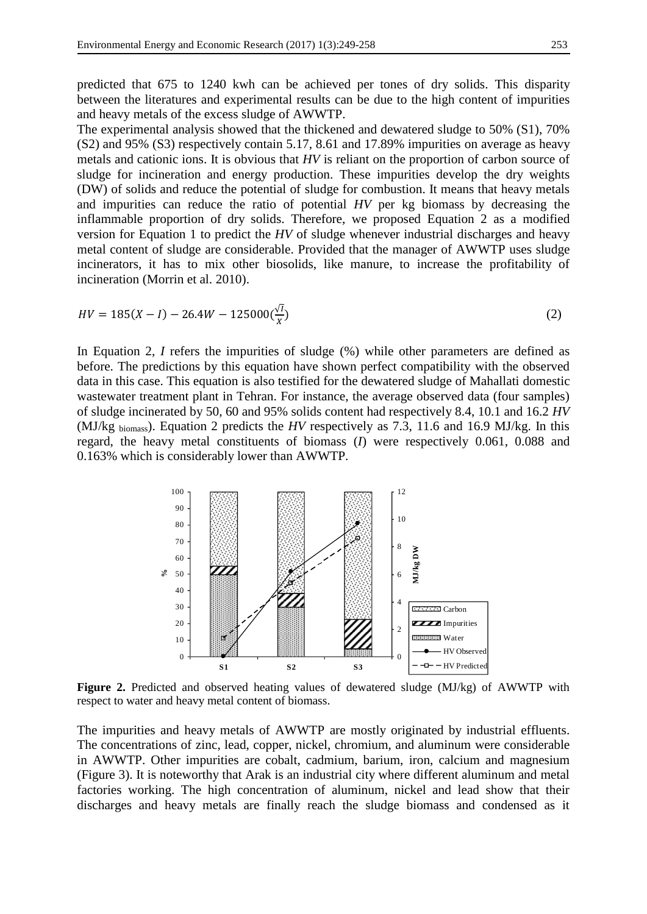predicted that 675 to 1240 kwh can be achieved per tones of dry solids. This disparity between the literatures and experimental results can be due to the high content of impurities and heavy metals of the excess sludge of AWWTP.

The experimental analysis showed that the thickened and dewatered sludge to 50% (S1), 70% (S2) and 95% (S3) respectively contain 5.17, 8.61 and 17.89% impurities on average as heavy metals and cationic ions. It is obvious that *HV* is reliant on the proportion of carbon source of sludge for incineration and energy production. These impurities develop the dry weights (DW) of solids and reduce the potential of sludge for combustion. It means that heavy metals and impurities can reduce the ratio of potential *HV* per kg biomass by decreasing the inflammable proportion of dry solids. Therefore, we proposed Equation 2 as a modified version for Equation 1 to predict the *HV* of sludge whenever industrial discharges and heavy metal content of sludge are considerable. Provided that the manager of AWWTP uses sludge incinerators, it has to mix other biosolids, like manure, to increase the profitability of incineration (Morrin et al. 2010).

$$HV = 185(X - I) - 26.4W - 125000\left(\frac{\sqrt{I}}{X}\right) \tag{2}$$

In Equation 2, *I* refers the impurities of sludge (%) while other parameters are defined as before. The predictions by this equation have shown perfect compatibility with the observed data in this case. This equation is also testified for the dewatered sludge of Mahallati domestic wastewater treatment plant in Tehran. For instance, the average observed data (four samples) of sludge incinerated by 50, 60 and 95% solids content had respectively 8.4, 10.1 and 16.2 *HV* (MJ/kg $_{\text{biomass}}$). Equation 2 predicts the *HV* respectively as 7.3, 11.6 and 16.9 MJ/kg. In this regard, the heavy metal constituents of biomass (*I*) were respectively 0.061, 0.088 and 0.163% which is considerably lower than AWWTP.

**Figure 2.** Predicted and observed heating values of dewatered sludge (MJ/kg) of AWWTP with respect to water and heavy metal content of biomass.

The impurities and heavy metals of AWWTP are mostly originated by industrial effluents. The concentrations of zinc, lead, copper, nickel, chromium, and aluminum were considerable in AWWTP. Other impurities are cobalt, cadmium, barium, iron, calcium and magnesium (Figure 3). It is noteworthy that Arak is an industrial city where different aluminum and metal factories working. The high concentration of aluminum, nickel and lead show that their discharges and heavy metals are finally reach the sludge biomass and condensed as it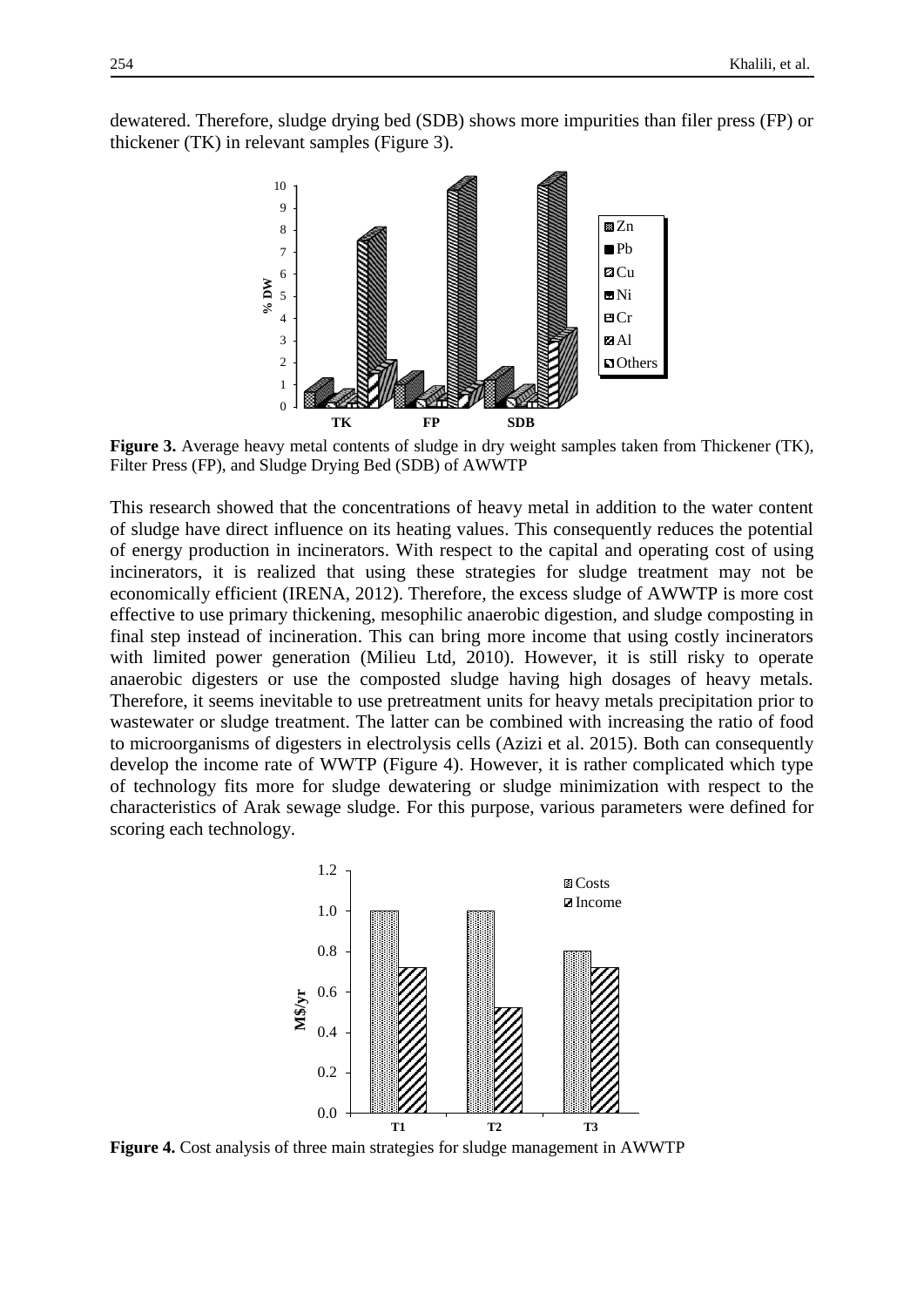dewatered. Therefore, sludge drying bed (SDB) shows more impurities than filer press (FP) or thickener (TK) in relevant samples (Figure 3).

**Figure 3.** Average heavy metal contents of sludge in dry weight samples taken from Thickener (TK), Filter Press (FP), and Sludge Drying Bed (SDB) of AWWTP

This research showed that the concentrations of heavy metal in addition to the water content of sludge have direct influence on its heating values. This consequently reduces the potential of energy production in incinerators. With respect to the capital and operating cost of using incinerators, it is realized that using these strategies for sludge treatment may not be economically efficient (IRENA, 2012). Therefore, the excess sludge of AWWTP is more cost effective to use primary thickening, mesophilic anaerobic digestion, and sludge composting in final step instead of incineration. This can bring more income that using costly incinerators with limited power generation (Milieu Ltd, 2010). However, it is still risky to operate anaerobic digesters or use the composted sludge having high dosages of heavy metals. Therefore, it seems inevitable to use pretreatment units for heavy metals precipitation prior to wastewater or sludge treatment. The latter can be combined with increasing the ratio of food to microorganisms of digesters in electrolysis cells (Azizi et al. 2015). Both can consequently develop the income rate of WWTP (Figure 4). However, it is rather complicated which type of technology fits more for sludge dewatering or sludge minimization with respect to the characteristics of Arak sewage sludge. For this purpose, various parameters were defined for scoring each technology.

**Figure 4.** Cost analysis of three main strategies for sludge management in AWWTP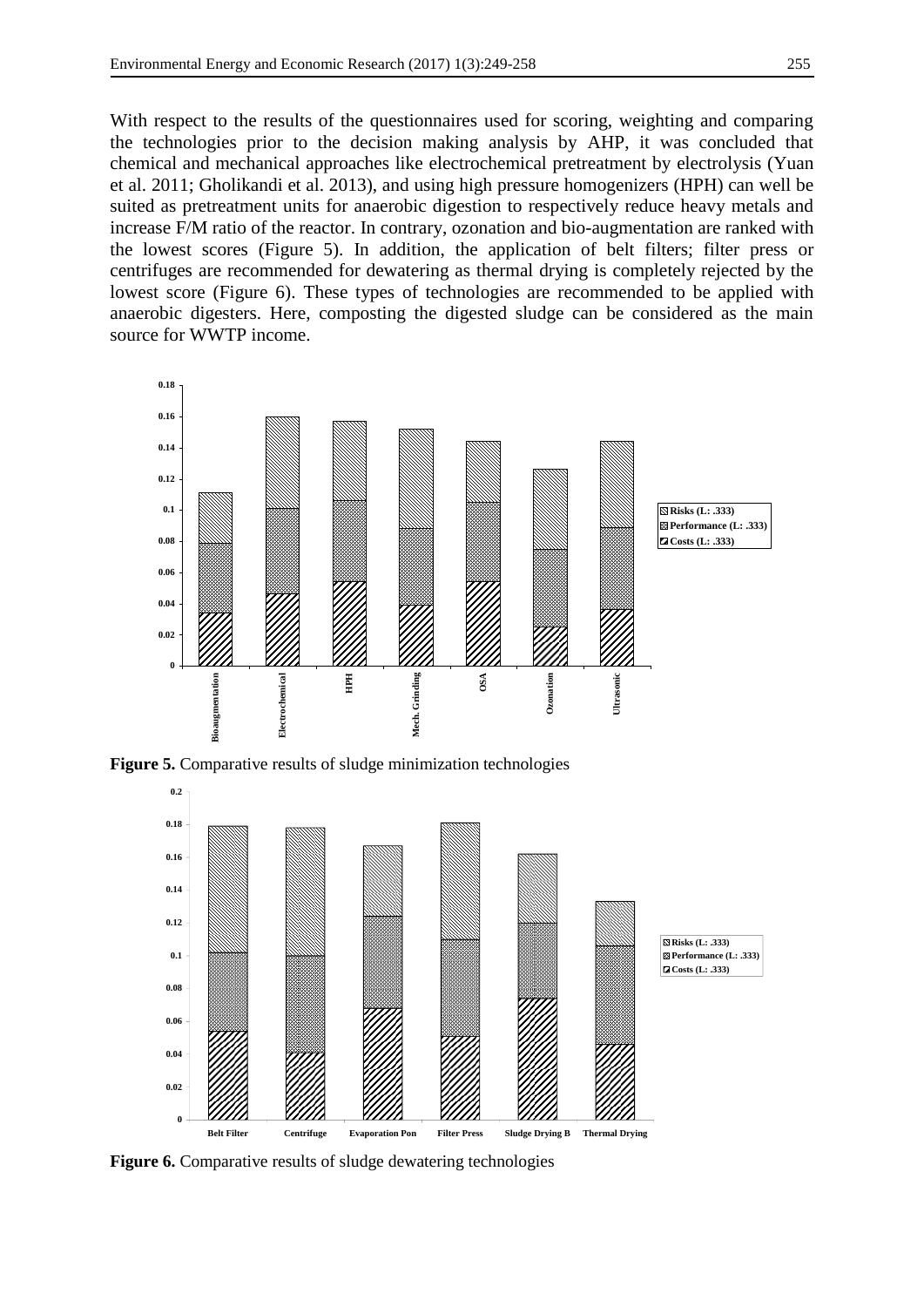With respect to the results of the questionnaires used for scoring, weighting and comparing the technologies prior to the decision making analysis by AHP, it was concluded that chemical and mechanical approaches like electrochemical pretreatment by electrolysis (Yuan et al. 2011; Gholikandi et al. 2013), and using high pressure homogenizers (HPH) can well be suited as pretreatment units for anaerobic digestion to respectively reduce heavy metals and increase F/M ratio of the reactor. In contrary, ozonation and bio-augmentation are ranked with the lowest scores (Figure 5). In addition, the application of belt filters; filter press or centrifuges are recommended for dewatering as thermal drying is completely rejected by the lowest score (Figure 6). These types of technologies are recommended to be applied with anaerobic digesters. Here, composting the digested sludge can be considered as the main source for WWTP income.

**Figure 5.** Comparative results of sludge minimization technologies

**Figure 6.** Comparative results of sludge dewatering technologies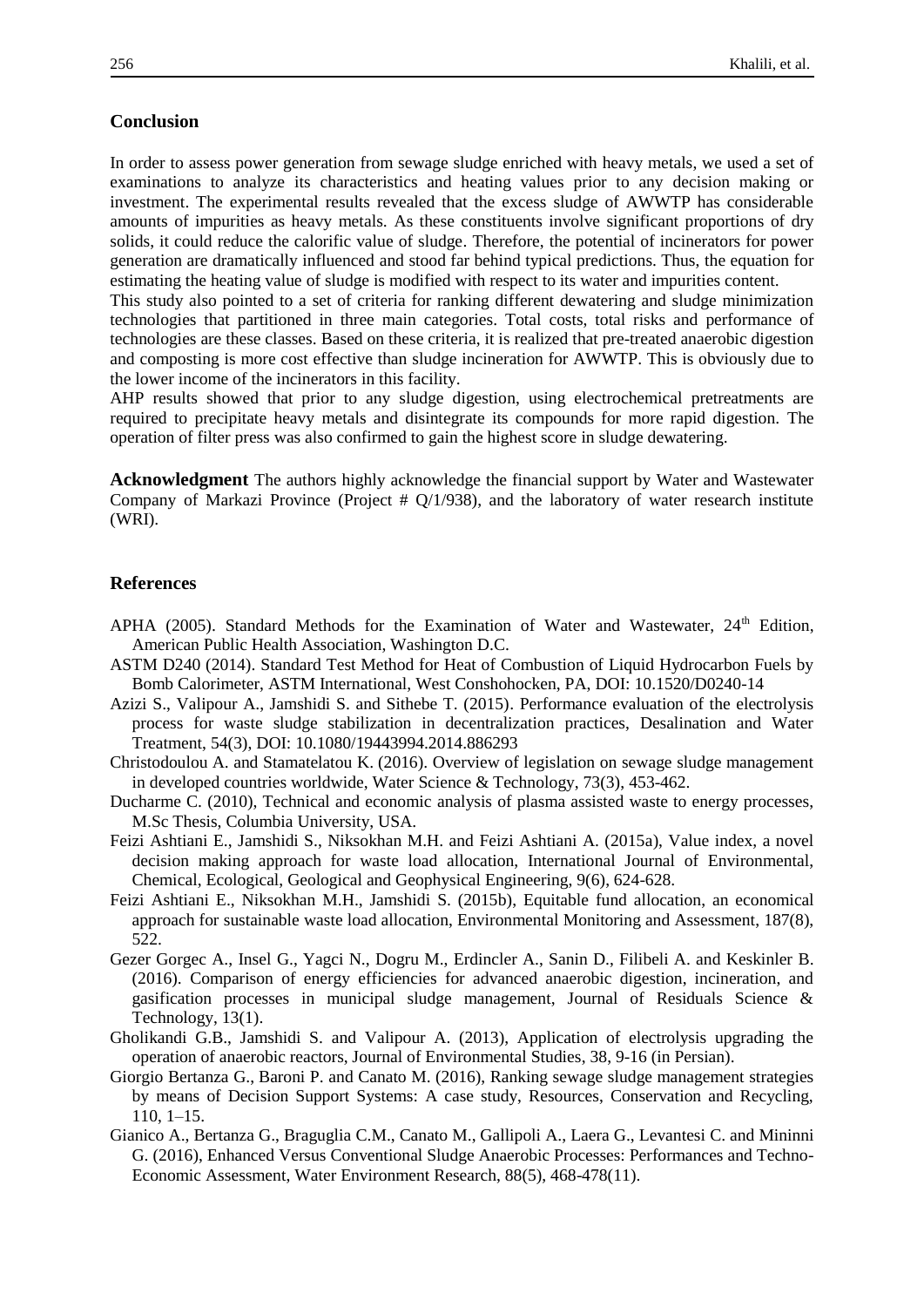## Conclusion

In order to assess power generation from sewage sludge enriched with heavy metals, we used a set of examinations to analyze its characteristics and heating values prior to any decision making or investment. The experimental results revealed that the excess sludge of AWWTP has considerable amounts of impurities as heavy metals. As these constituents involve significant proportions of dry solids, it could reduce the calorific value of sludge. Therefore, the potential of incinerators for power generation are dramatically influenced and stood far behind typical predictions. Thus, the equation for estimating the heating value of sludge is modified with respect to its water and impurities content.

This study also pointed to a set of criteria for ranking different dewatering and sludge minimization technologies that partitioned in three main categories. Total costs, total risks and performance of technologies are these classes. Based on these criteria, it is realized that pre-treated anaerobic digestion and composting is more cost effective than sludge incineration for AWWTP. This is obviously due to the lower income of the incinerators in this facility.

AHP results showed that prior to any sludge digestion, using electrochemical pretreatments are required to precipitate heavy metals and disintegrate its compounds for more rapid digestion. The operation of filter press was also confirmed to gain the highest score in sludge dewatering.

**Acknowledgment** The authors highly acknowledge the financial support by Water and Wastewater Company of Markazi Province (Project # Q/1/938), and the laboratory of water research institute (WRI).

## References

APHA (2005). Standard Methods for the Examination of Water and Wastewater, 24th Edition, American Public Health Association, Washington D.C.

ASTM D240 (2014). Standard Test Method for Heat of Combustion of Liquid Hydrocarbon Fuels by Bomb Calorimeter, ASTM International, West Conshohocken, PA, DOI: 10.1520/D0240-14

Azizi S., Valipour A., Jamshidi S. and Sithebe T. (2015). Performance evaluation of the electrolysis process for waste sludge stabilization in decentralization practices, Desalination and Water Treatment, 54(3), DOI: 10.1080/19443994.2014.886293

Christodoulou A. and Stamatelatou K. (2016). Overview of legislation on sewage sludge management in developed countries worldwide, Water Science & Technology, 73(3), 453-462.

Ducharme C. (2010), Technical and economic analysis of plasma assisted waste to energy processes, M.Sc Thesis, Columbia University, USA.

Feizi Ashtiani E., Jamshidi S., Niksokhan M.H. and Feizi Ashtiani A. (2015a), Value index, a novel decision making approach for waste load allocation, International Journal of Environmental, Chemical, Ecological, Geological and Geophysical Engineering, 9(6), 624-628.

Feizi Ashtiani E., Niksokhan M.H., Jamshidi S. (2015b), Equitable fund allocation, an economical approach for sustainable waste load allocation, Environmental Monitoring and Assessment, 187(8), 522.

Gezer Gorgec A., Insel G., Yagci N., Dogru M., Erdincler A., Sanin D., Filibeli A. and Keskinler B. (2016). Comparison of energy efficiencies for advanced anaerobic digestion, incineration, and gasification processes in municipal sludge management, Journal of Residuals Science & Technology, 13(1).

Gholikandi G.B., Jamshidi S. and Valipour A. (2013), Application of electrolysis upgrading the operation of anaerobic reactors, Journal of Environmental Studies, 38, 9-16 (in Persian).

Giorgio Bertanza G., Baroni P. and Canato M. (2016), Ranking sewage sludge management strategies by means of Decision Support Systems: A case study, Resources, Conservation and Recycling, 110, 1–15.

Gianico A., Bertanza G., Braguglia C.M., Canato M., Gallipoli A., Laera G., Levantesi C. and Mininni G. (2016), Enhanced Versus Conventional Sludge Anaerobic Processes: Performances and Techno-Economic Assessment, Water Environment Research, 88(5), 468-478(11).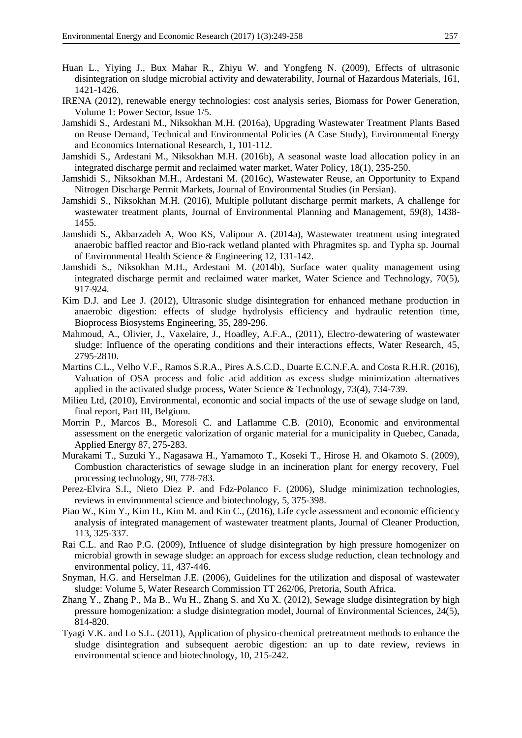Huan L., Yiying J., Bux Mahar R., Zhiyu W. and Yongfeng N. (2009), Effects of ultrasonic disintegration on sludge microbial activity and dewaterability, Journal of Hazardous Materials, 161, 1421-1426.

IRENA (2012), renewable energy technologies: cost analysis series, Biomass for Power Generation, Volume 1: Power Sector, Issue 1/5.

Jamshidi S., Ardestani M., Niksokhan M.H. (2016a), Upgrading Wastewater Treatment Plants Based on Reuse Demand, Technical and Environmental Policies (A Case Study), Environmental Energy and Economics International Research, 1, 101-112.

Jamshidi S., Ardestani M., Niksokhan M.H. (2016b), A seasonal waste load allocation policy in an integrated discharge permit and reclaimed water market, Water Policy, 18(1), 235-250.

Jamshidi S., Niksokhan M.H., Ardestani M. (2016c), Wastewater Reuse, an Opportunity to Expand Nitrogen Discharge Permit Markets, Journal of Environmental Studies (in Persian).

Jamshidi S., Niksokhan M.H. (2016), Multiple pollutant discharge permit markets, A challenge for wastewater treatment plants, Journal of Environmental Planning and Management, 59(8), 1438-1455.

Jamshidi S., Akbarzadeh A, Woo KS, Valipour A. (2014a), Wastewater treatment using integrated anaerobic baffled reactor and Bio-rack wetland planted with Phragmites sp. and Typha sp. Journal of Environmental Health Science & Engineering 12, 131-142.

Jamshidi S., Niksokhan M.H., Ardestani M. (2014b), Surface water quality management using integrated discharge permit and reclaimed water market, Water Science and Technology, 70(5), 917-924.

Kim D.J. and Lee J. (2012), Ultrasonic sludge disintegration for enhanced methane production in anaerobic digestion: effects of sludge hydrolysis efficiency and hydraulic retention time, Bioprocess Biosystems Engineering, 35, 289-296.

Mahmoud, A., Olivier, J., Vaxelaire, J., Hoadley, A.F.A., (2011), Electro-dewatering of wastewater sludge: Influence of the operating conditions and their interactions effects, Water Research, 45, 2795-2810.

Martins C.L., Velho V.F., Ramos S.R.A., Pires A.S.C.D., Duarte E.C.N.F.A. and Costa R.H.R. (2016), Valuation of OSA process and folic acid addition as excess sludge minimization alternatives applied in the activated sludge process, Water Science & Technology, 73(4), 734-739.

Milieu Ltd, (2010), Environmental, economic and social impacts of the use of sewage sludge on land, final report, Part III, Belgium.

Morrin P., Marcos B., Moresoli C. and Laflamme C.B. (2010), Economic and environmental assessment on the energetic valorization of organic material for a municipality in Quebec, Canada, Applied Energy 87, 275-283.

Murakami T., Suzuki Y., Nagasawa H., Yamamoto T., Koseki T., Hirose H. and Okamoto S. (2009), Combustion characteristics of sewage sludge in an incineration plant for energy recovery, Fuel processing technology, 90, 778-783.

Perez-Elvira S.I., Nieto Diez P. and Fdz-Polanco F. (2006), Sludge minimization technologies, reviews in environmental science and biotechnology, 5, 375-398.

Piao W., Kim Y., Kim H., Kim M. and Kin C., (2016), Life cycle assessment and economic efficiency analysis of integrated management of wastewater treatment plants, Journal of Cleaner Production, 113, 325-337.

Rai C.L. and Rao P.G. (2009), Influence of sludge disintegration by high pressure homogenizer on microbial growth in sewage sludge: an approach for excess sludge reduction, clean technology and environmental policy, 11, 437-446.

Snyman, H.G. and Herselman J.E. (2006), Guidelines for the utilization and disposal of wastewater sludge: Volume 5, Water Research Commission TT 262/06, Pretoria, South Africa.

Zhang Y., Zhang P., Ma B., Wu H., Zhang S. and Xu X. (2012), Sewage sludge disintegration by high pressure homogenization: a sludge disintegration model, Journal of Environmental Sciences, 24(5), 814-820.

Tyagi V.K. and Lo S.L. (2011), Application of physico-chemical pretreatment methods to enhance the sludge disintegration and subsequent aerobic digestion: an up to date review, reviews in environmental science and biotechnology, 10, 215-242.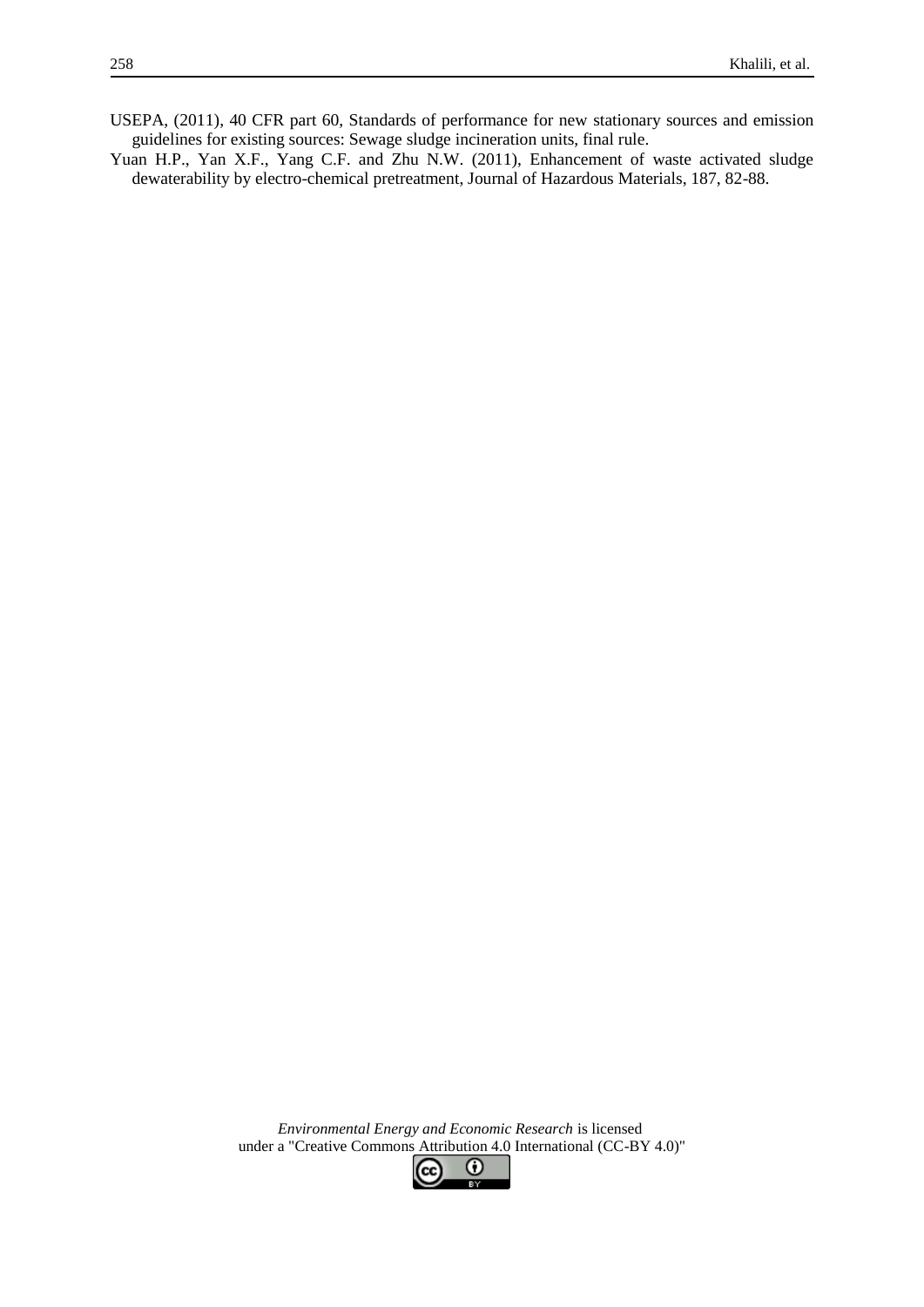USEPA, (2011), 40 CFR part 60, Standards of performance for new stationary sources and emission guidelines for existing sources: Sewage sludge incineration units, final rule.

Yuan H.P., Yan X.F., Yang C.F. and Zhu N.W. (2011), Enhancement of waste activated sludge dewaterability by electro-chemical pretreatment, Journal of Hazardous Materials, 187, 82-88.

*Environmental Energy and Economic Research* is licensed under a "Creative Commons Attribution 4.0 International (CC-BY 4.0)"